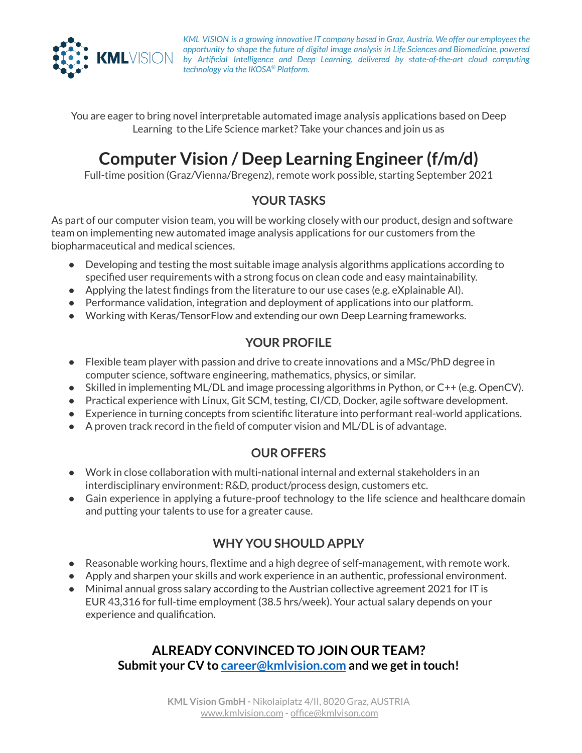*KML VISION is a growing innovative IT company based in Graz, Austria. We offer our employees the opportunity to shape the future of digital image analysis in Life Sciences and Biomedicine, powered by Artificial Intelligence and Deep Learning, delivered by state-of-the-art cloud computing technology via the IKOSA® Platform.*

You are eager to bring novel interpretable automated image analysis applications based on Deep Learning to the Life Science market? Take your chances and join us as

# Computer Vision / Deep Learning Engineer (f/m/d)

Full-time position (Graz/Vienna/Bregenz), remote work possible, starting September 2021

## YOUR TASKS

As part of our computer vision team, you will be working closely with our product, design and software team on implementing new automated image analysis applications for our customers from the biopharmaceutical and medical sciences.

- Developing and testing the most suitable image analysis algorithms applications according to specified user requirements with a strong focus on clean code and easy maintainability.
- Applying the latest findings from the literature to our use cases (e.g. eXplainable AI).
- Performance validation, integration and deployment of applications into our platform.
- Working with Keras/TensorFlow and extending our own Deep Learning frameworks.

## YOUR PROFILE

- Flexible team player with passion and drive to create innovations and a MSc/PhD degree in computer science, software engineering, mathematics, physics, or similar.
- Skilled in implementing ML/DL and image processing algorithms in Python, or C++ (e.g. OpenCV).
- Practical experience with Linux, Git SCM, testing, CI/CD, Docker, agile software development.
- Experience in turning concepts from scientific literature into performant real-world applications.
- A proven track record in the field of computer vision and ML/DL is of advantage.

## OUR OFFERS

- Work in close collaboration with multi-national internal and external stakeholders in an interdisciplinary environment: R&D, product/process design, customers etc.
- Gain experience in applying a future-proof technology to the life science and healthcare domain and putting your talents to use for a greater cause.

## WHY YOU SHOULD APPLY

- Reasonable working hours, flextime and a high degree of self-management, with remote work.
- Apply and sharpen your skills and work experience in an authentic, professional environment.
- Minimal annual gross salary according to the Austrian collective agreement 2021 for IT is EUR 43,316 for full-time employment (38.5 hrs/week). Your actual salary depends on your experience and qualification.

## ALREADY CONVINCED TO JOIN OUR TEAM?

**Submit your CV to career@kmlvision.com and we get in touch!**

**KML Vision GmbH -** Nikolaiplatz 4/II, 8020 Graz, AUSTRIA
www.kmlvision.com - office@kmlvison.com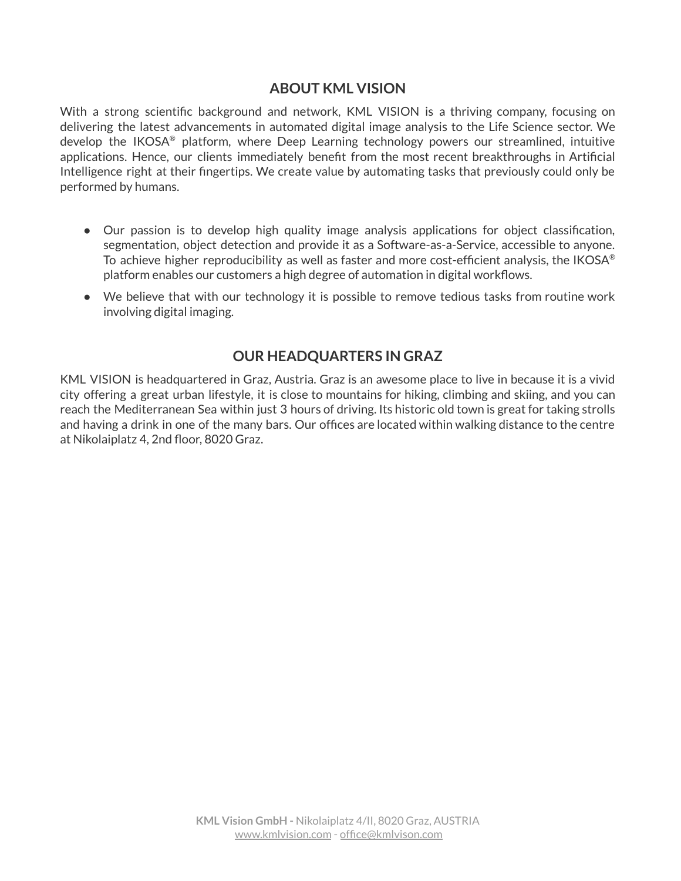## ABOUT KML VISION

With a strong scientific background and network, KML VISION is a thriving company, focusing on delivering the latest advancements in automated digital image analysis to the Life Science sector. We develop the IKOSA® platform, where Deep Learning technology powers our streamlined, intuitive applications. Hence, our clients immediately benefit from the most recent breakthroughs in Artificial Intelligence right at their fingertips. We create value by automating tasks that previously could only be performed by humans.

- Our passion is to develop high quality image analysis applications for object classification, segmentation, object detection and provide it as a Software-as-a-Service, accessible to anyone. To achieve higher reproducibility as well as faster and more cost-efficient analysis, the IKOSA® platform enables our customers a high degree of automation in digital workflows.
- We believe that with our technology it is possible to remove tedious tasks from routine work involving digital imaging.

## OUR HEADQUARTERS IN GRAZ

KML VISION is headquartered in Graz, Austria. Graz is an awesome place to live in because it is a vivid city offering a great urban lifestyle, it is close to mountains for hiking, climbing and skiing, and you can reach the Mediterranean Sea within just 3 hours of driving. Its historic old town is great for taking strolls and having a drink in one of the many bars. Our offices are located within walking distance to the centre at Nikolaiplatz 4, 2nd floor, 8020 Graz.

**KML Vision GmbH -** Nikolaiplatz 4/II, 8020 Graz, AUSTRIA
www.kmlvision.com - office@kmlvison.com